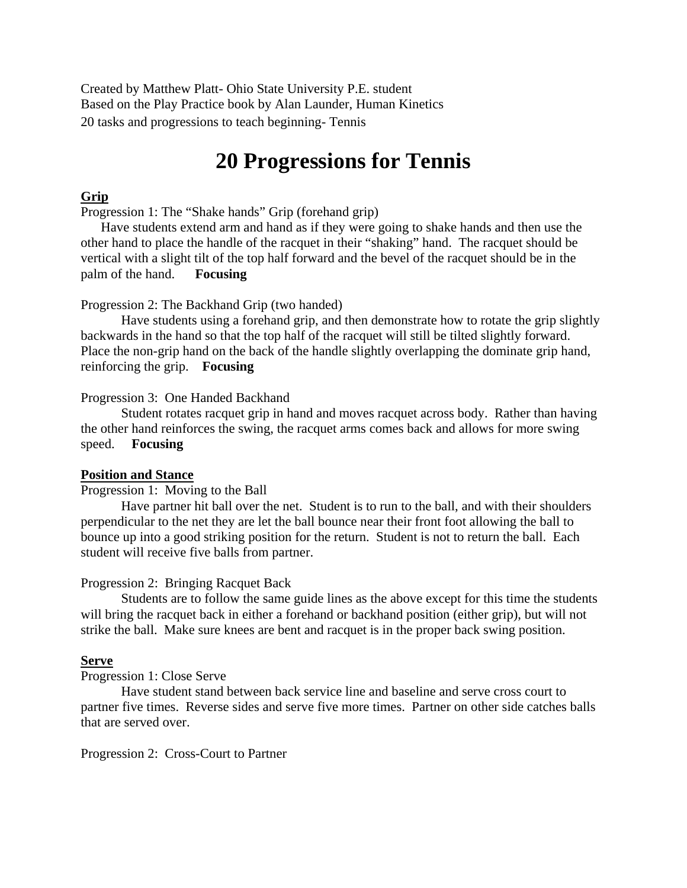Created by Matthew Platt- Ohio State University P.E. student
Based on the Play Practice book by Alan Launder, Human Kinetics
20 tasks and progressions to teach beginning- Tennis

# 20 Progressions for Tennis

**<u>Grip</u>**

Progression 1: The "Shake hands" Grip (forehand grip)

Have students extend arm and hand as if they were going to shake hands and then use the other hand to place the handle of the racquet in their "shaking" hand. The racquet should be vertical with a slight tilt of the top half forward and the bevel of the racquet should be in the palm of the hand. **Focusing**

Progression 2: The Backhand Grip (two handed)

Have students using a forehand grip, and then demonstrate how to rotate the grip slightly backwards in the hand so that the top half of the racquet will still be tilted slightly forward. Place the non-grip hand on the back of the handle slightly overlapping the dominate grip hand, reinforcing the grip. **Focusing**

Progression 3: One Handed Backhand

Student rotates racquet grip in hand and moves racquet across body. Rather than having the other hand reinforces the swing, the racquet arms comes back and allows for more swing speed. **Focusing**

**<u>Position and Stance</u>**

Progression 1: Moving to the Ball

Have partner hit ball over the net. Student is to run to the ball, and with their shoulders perpendicular to the net they are let the ball bounce near their front foot allowing the ball to bounce up into a good striking position for the return. Student is not to return the ball. Each student will receive five balls from partner.

Progression 2: Bringing Racquet Back

Students are to follow the same guide lines as the above except for this time the students will bring the racquet back in either a forehand or backhand position (either grip), but will not strike the ball. Make sure knees are bent and racquet is in the proper back swing position.

**<u>Serve</u>**

Progression 1: Close Serve

Have student stand between back service line and baseline and serve cross court to partner five times. Reverse sides and serve five more times. Partner on other side catches balls that are served over.

Progression 2: Cross-Court to Partner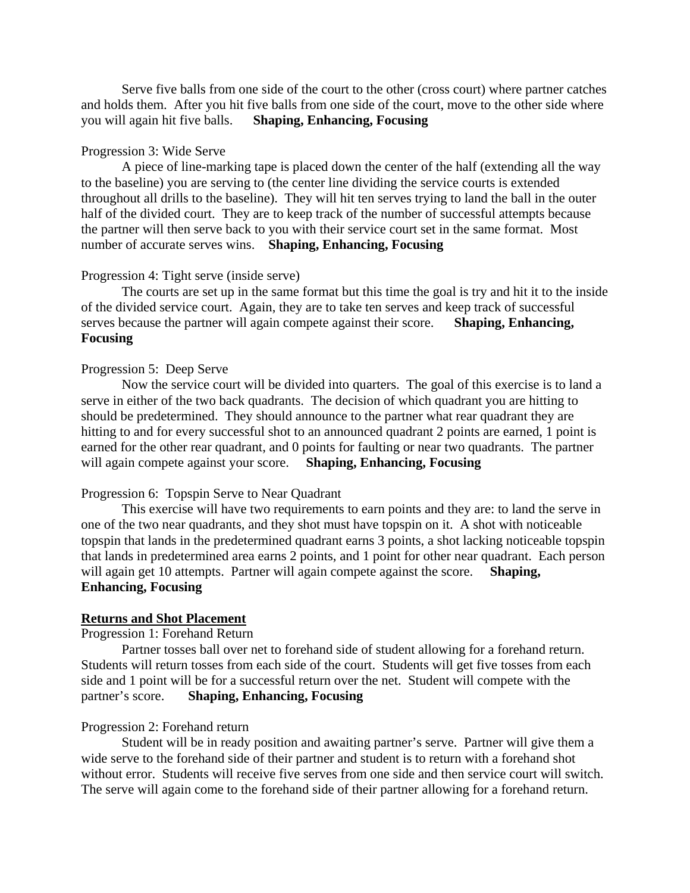Serve five balls from one side of the court to the other (cross court) where partner catches and holds them. After you hit five balls from one side of the court, move to the other side where you will again hit five balls. **Shaping, Enhancing, Focusing**

Progression 3: Wide Serve

A piece of line-marking tape is placed down the center of the half (extending all the way to the baseline) you are serving to (the center line dividing the service courts is extended throughout all drills to the baseline). They will hit ten serves trying to land the ball in the outer half of the divided court. They are to keep track of the number of successful attempts because the partner will then serve back to you with their service court set in the same format. Most number of accurate serves wins. **Shaping, Enhancing, Focusing**

Progression 4: Tight serve (inside serve)

The courts are set up in the same format but this time the goal is try and hit it to the inside of the divided service court. Again, they are to take ten serves and keep track of successful serves because the partner will again compete against their score. **Shaping, Enhancing, Focusing**

Progression 5: Deep Serve

Now the service court will be divided into quarters. The goal of this exercise is to land a serve in either of the two back quadrants. The decision of which quadrant you are hitting to should be predetermined. They should announce to the partner what rear quadrant they are hitting to and for every successful shot to an announced quadrant 2 points are earned, 1 point is earned for the other rear quadrant, and 0 points for faulting or near two quadrants. The partner will again compete against your score. **Shaping, Enhancing, Focusing**

Progression 6: Topspin Serve to Near Quadrant

This exercise will have two requirements to earn points and they are: to land the serve in one of the two near quadrants, and they shot must have topspin on it. A shot with noticeable topspin that lands in the predetermined quadrant earns 3 points, a shot lacking noticeable topspin that lands in predetermined area earns 2 points, and 1 point for other near quadrant. Each person will again get 10 attempts. Partner will again compete against the score. **Shaping, Enhancing, Focusing**

**<u>Returns and Shot Placement</u>**

Progression 1: Forehand Return

Partner tosses ball over net to forehand side of student allowing for a forehand return. Students will return tosses from each side of the court. Students will get five tosses from each side and 1 point will be for a successful return over the net. Student will compete with the partner's score. **Shaping, Enhancing, Focusing**

Progression 2: Forehand return

Student will be in ready position and awaiting partner's serve. Partner will give them a wide serve to the forehand side of their partner and student is to return with a forehand shot without error. Students will receive five serves from one side and then service court will switch. The serve will again come to the forehand side of their partner allowing for a forehand return.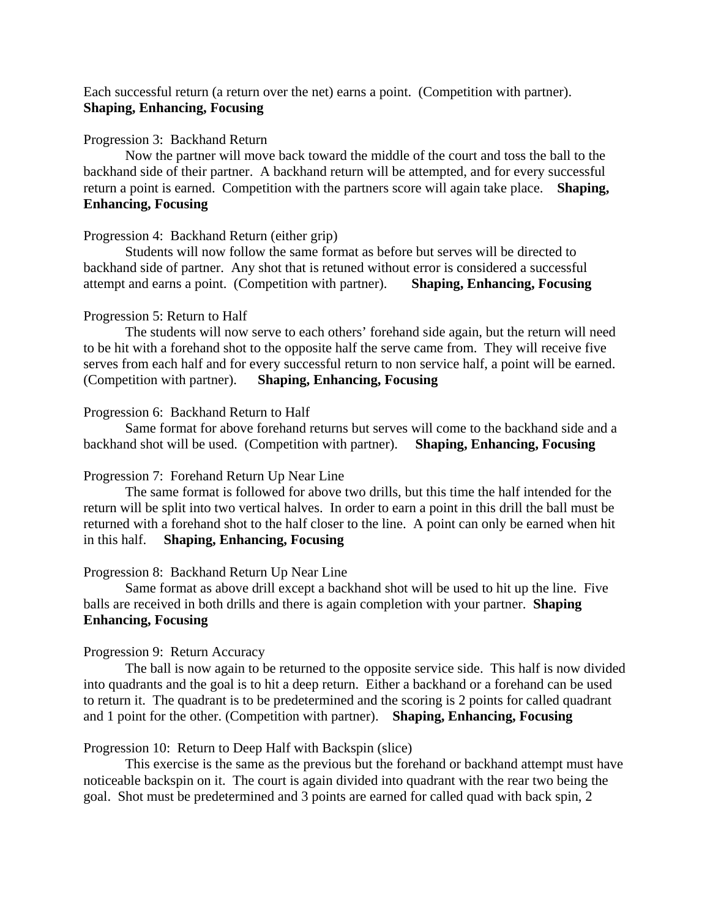Each successful return (a return over the net) earns a point. (Competition with partner). **Shaping, Enhancing, Focusing**

Progression 3: Backhand Return

Now the partner will move back toward the middle of the court and toss the ball to the backhand side of their partner. A backhand return will be attempted, and for every successful return a point is earned. Competition with the partners score will again take place. **Shaping, Enhancing, Focusing**

Progression 4: Backhand Return (either grip)

Students will now follow the same format as before but serves will be directed to backhand side of partner. Any shot that is retuned without error is considered a successful attempt and earns a point. (Competition with partner). **Shaping, Enhancing, Focusing**

Progression 5: Return to Half

The students will now serve to each others' forehand side again, but the return will need to be hit with a forehand shot to the opposite half the serve came from. They will receive five serves from each half and for every successful return to non service half, a point will be earned. (Competition with partner). **Shaping, Enhancing, Focusing**

Progression 6: Backhand Return to Half

Same format for above forehand returns but serves will come to the backhand side and a backhand shot will be used. (Competition with partner). **Shaping, Enhancing, Focusing**

Progression 7: Forehand Return Up Near Line

The same format is followed for above two drills, but this time the half intended for the return will be split into two vertical halves. In order to earn a point in this drill the ball must be returned with a forehand shot to the half closer to the line. A point can only be earned when hit in this half. **Shaping, Enhancing, Focusing**

Progression 8: Backhand Return Up Near Line

Same format as above drill except a backhand shot will be used to hit up the line. Five balls are received in both drills and there is again completion with your partner. **Shaping Enhancing, Focusing**

Progression 9: Return Accuracy

The ball is now again to be returned to the opposite service side. This half is now divided into quadrants and the goal is to hit a deep return. Either a backhand or a forehand can be used to return it. The quadrant is to be predetermined and the scoring is 2 points for called quadrant and 1 point for the other. (Competition with partner). **Shaping, Enhancing, Focusing**

Progression 10: Return to Deep Half with Backspin (slice)

This exercise is the same as the previous but the forehand or backhand attempt must have noticeable backspin on it. The court is again divided into quadrant with the rear two being the goal. Shot must be predetermined and 3 points are earned for called quad with back spin, 2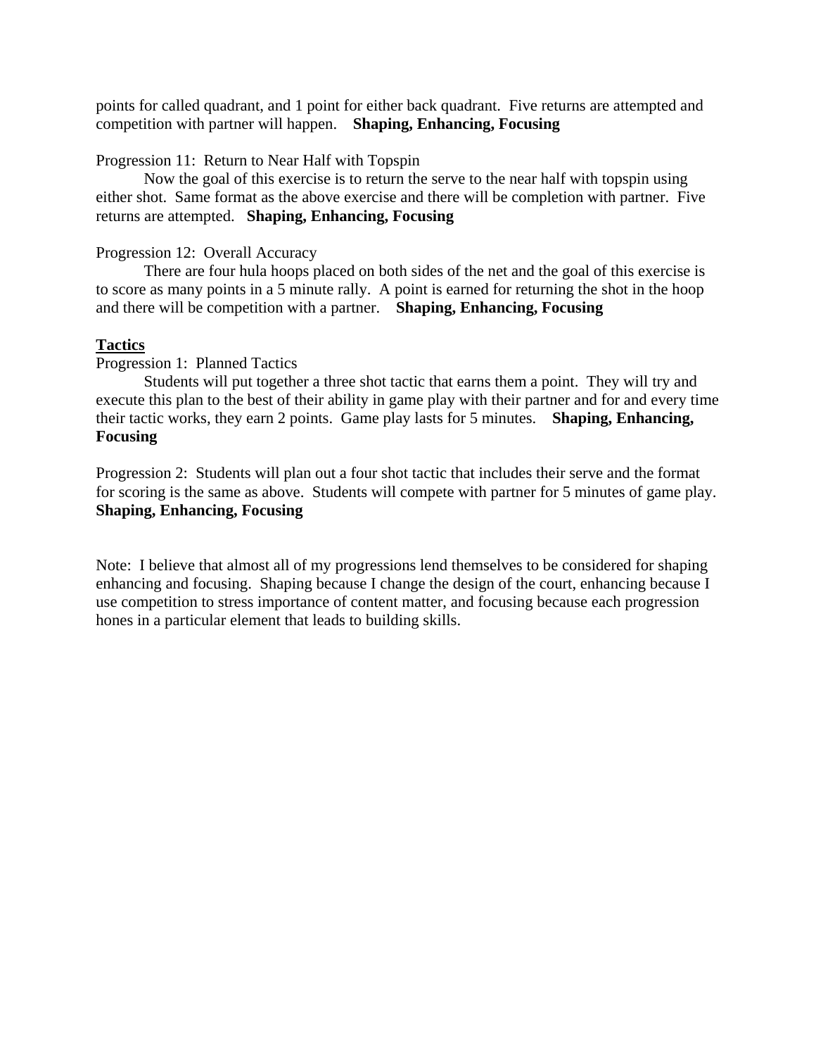points for called quadrant, and 1 point for either back quadrant. Five returns are attempted and competition with partner will happen. **Shaping, Enhancing, Focusing**

Progression 11: Return to Near Half with Topspin

Now the goal of this exercise is to return the serve to the near half with topspin using either shot. Same format as the above exercise and there will be completion with partner. Five returns are attempted. **Shaping, Enhancing, Focusing**

Progression 12: Overall Accuracy

There are four hula hoops placed on both sides of the net and the goal of this exercise is to score as many points in a 5 minute rally. A point is earned for returning the shot in the hoop and there will be competition with a partner. **Shaping, Enhancing, Focusing**

**<u>Tactics</u>**

Progression 1: Planned Tactics

Students will put together a three shot tactic that earns them a point. They will try and execute this plan to the best of their ability in game play with their partner and for and every time their tactic works, they earn 2 points. Game play lasts for 5 minutes. **Shaping, Enhancing, Focusing**

Progression 2: Students will plan out a four shot tactic that includes their serve and the format for scoring is the same as above. Students will compete with partner for 5 minutes of game play. **Shaping, Enhancing, Focusing**

Note: I believe that almost all of my progressions lend themselves to be considered for shaping enhancing and focusing. Shaping because I change the design of the court, enhancing because I use competition to stress importance of content matter, and focusing because each progression hones in a particular element that leads to building skills.